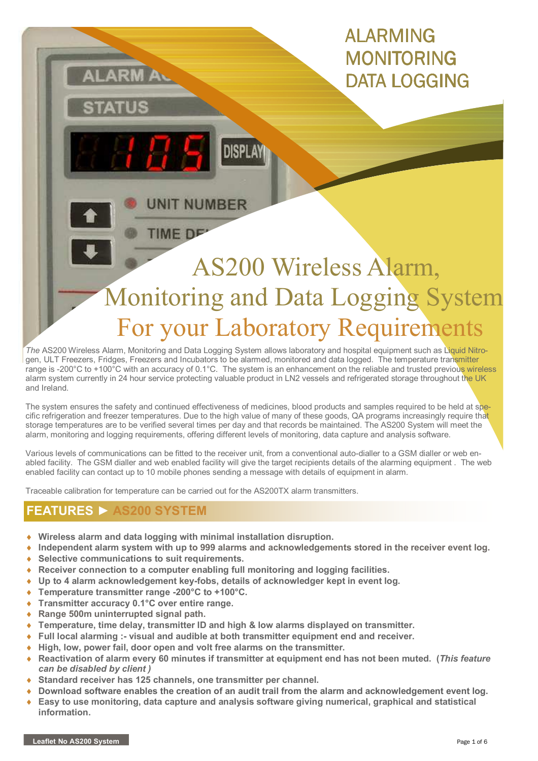ALARMING
MONITORING
DATA LOGGING

# AS200 Wireless Alarm, Monitoring and Data Logging System For your Laboratory Requirements

*The* AS200 Wireless Alarm, Monitoring and Data Logging System allows laboratory and hospital equipment such as Liquid Nitrogen, ULT Freezers, Fridges, Freezers and Incubators to be alarmed, monitored and data logged. The temperature transmitter range is -200°C to +100°C with an accuracy of 0.1°C. The system is an enhancement on the reliable and trusted previous wireless alarm system currently in 24 hour service protecting valuable product in LN2 vessels and refrigerated storage throughout the UK and Ireland.

The system ensures the safety and continued effectiveness of medicines, blood products and samples required to be held at specific refrigeration and freezer temperatures. Due to the high value of many of these goods, QA programs increasingly require that storage temperatures are to be verified several times per day and that records be maintained. The AS200 System will meet the alarm, monitoring and logging requirements, offering different levels of monitoring, data capture and analysis software.

Various levels of communications can be fitted to the receiver unit, from a conventional auto-dialler to a GSM dialler or web enabled facility. The GSM dialler and web enabled facility will give the target recipients details of the alarming equipment . The web enabled facility can contact up to 10 mobile phones sending a message with details of equipment in alarm.

Traceable calibration for temperature can be carried out for the AS200TX alarm transmitters.

## FEATURES ► AS200 SYSTEM

- **Wireless alarm and data logging with minimal installation disruption.**
- **Independent alarm system with up to 999 alarms and acknowledgements stored in the receiver event log.**
- **Selective communications to suit requirements.**
- **Receiver connection to a computer enabling full monitoring and logging facilities.**
- **Up to 4 alarm acknowledgement key-fobs, details of acknowledger kept in event log.**
- **Temperature transmitter range -200°C to +100°C.**
- **Transmitter accuracy 0.1°C over entire range.**
- **Range 500m uninterrupted signal path.**
- **Temperature, time delay, transmitter ID and high & low alarms displayed on transmitter.**
- **Full local alarming :- visual and audible at both transmitter equipment end and receiver.**
- **High, low, power fail, door open and volt free alarms on the transmitter.**
- **Reactivation of alarm every 60 minutes if transmitter at equipment end has not been muted. (*This feature can be disabled by client )***
- **Standard receiver has 125 channels, one transmitter per channel.**
- **Download software enables the creation of an audit trail from the alarm and acknowledgement event log.**
- **Easy to use monitoring, data capture and analysis software giving numerical, graphical and statistical information.**

Leaflet No AS200 System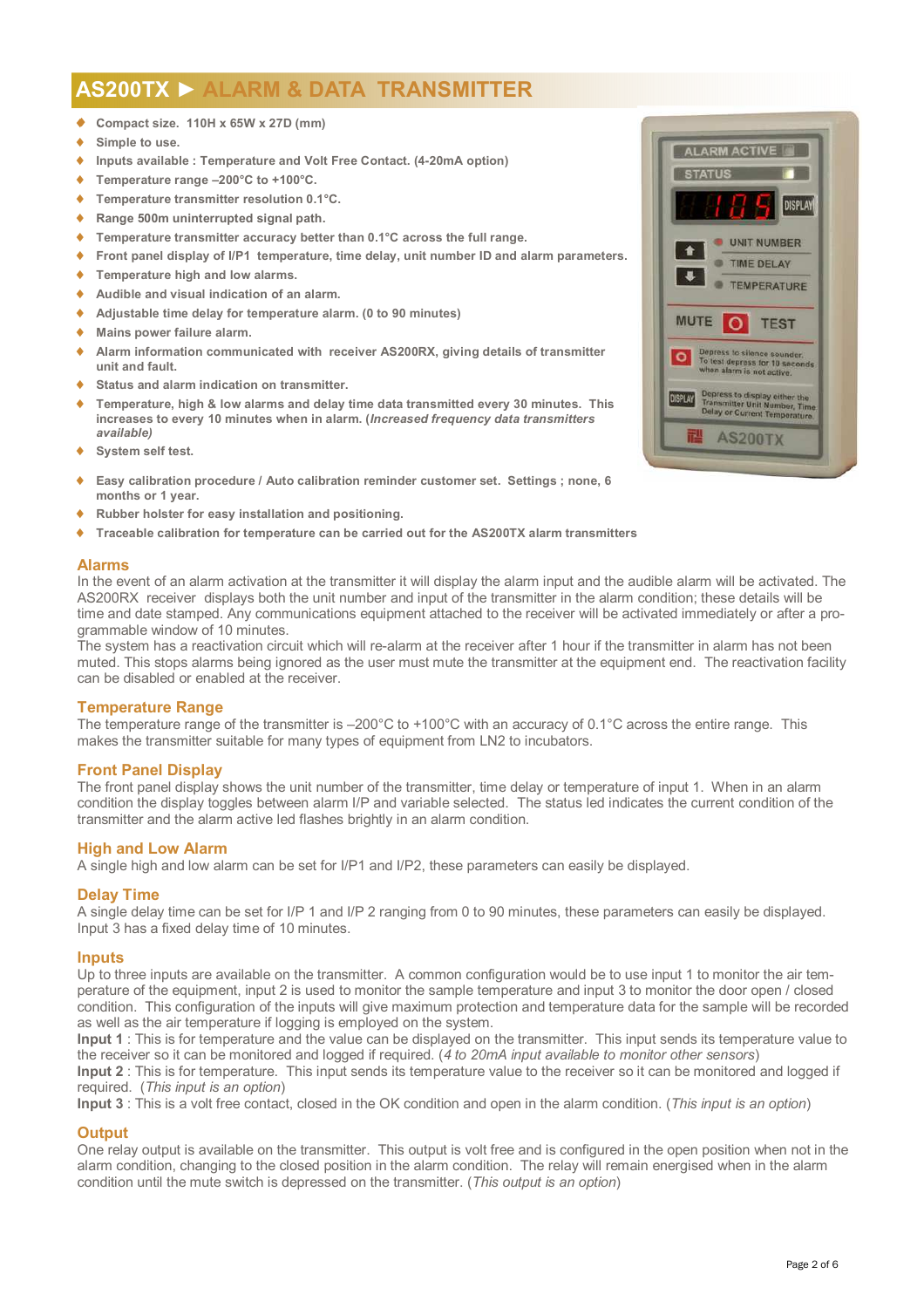# AS200TX ► ALARM & DATA TRANSMITTER

- **Compact size. 110H x 65W x 27D (mm)**
- **Simple to use.**
- **Inputs available : Temperature and Volt Free Contact. (4-20mA option)**
- **Temperature range –200°C to +100°C.**
- **Temperature transmitter resolution 0.1°C.**
- **Range 500m uninterrupted signal path.**
- **Temperature transmitter accuracy better than 0.1°C across the full range.**
- **Front panel display of I/P1 temperature, time delay, unit number ID and alarm parameters.**
- **Temperature high and low alarms.**
- **Audible and visual indication of an alarm.**
- **Adjustable time delay for temperature alarm. (0 to 90 minutes)**
- **Mains power failure alarm.**
- **Alarm information communicated with receiver AS200RX, giving details of transmitter unit and fault.**
- **Status and alarm indication on transmitter.**
- **Temperature, high & low alarms and delay time data transmitted every 30 minutes. This increases to every 10 minutes when in alarm. (*Increased frequency data transmitters available*)**
- **System self test.**
- **Easy calibration procedure / Auto calibration reminder customer set. Settings ; none, 6 months or 1 year.**
- **Rubber holster for easy installation and positioning.**
- **Traceable calibration for temperature can be carried out for the AS200TX alarm transmitters**

## Alarms

In the event of an alarm activation at the transmitter it will display the alarm input and the audible alarm will be activated. The AS200RX receiver displays both the unit number and input of the transmitter in the alarm condition; these details will be time and date stamped. Any communications equipment attached to the receiver will be activated immediately or after a programmable window of 10 minutes.
The system has a reactivation circuit which will re-alarm at the receiver after 1 hour if the transmitter in alarm has not been muted. This stops alarms being ignored as the user must mute the transmitter at the equipment end. The reactivation facility can be disabled or enabled at the receiver.

## Temperature Range

The temperature range of the transmitter is –200°C to +100°C with an accuracy of 0.1°C across the entire range. This makes the transmitter suitable for many types of equipment from LN2 to incubators.

## Front Panel Display

The front panel display shows the unit number of the transmitter, time delay or temperature of input 1. When in an alarm condition the display toggles between alarm I/P and variable selected. The status led indicates the current condition of the transmitter and the alarm active led flashes brightly in an alarm condition.

## High and Low Alarm

A single high and low alarm can be set for I/P1 and I/P2, these parameters can easily be displayed.

## Delay Time

A single delay time can be set for I/P 1 and I/P 2 ranging from 0 to 90 minutes, these parameters can easily be displayed. Input 3 has a fixed delay time of 10 minutes.

## Inputs

Up to three inputs are available on the transmitter. A common configuration would be to use input 1 to monitor the air temperature of the equipment, input 2 is used to monitor the sample temperature and input 3 to monitor the door open / closed condition. This configuration of the inputs will give maximum protection and temperature data for the sample will be recorded as well as the air temperature if logging is employed on the system.
**Input 1** : This is for temperature and the value can be displayed on the transmitter. This input sends its temperature value to the receiver so it can be monitored and logged if required. (*4 to 20mA input available to monitor other sensors*)
**Input 2** : This is for temperature. This input sends its temperature value to the receiver so it can be monitored and logged if required. (*This input is an option*)
**Input 3** : This is a volt free contact, closed in the OK condition and open in the alarm condition. (*This input is an option*)

## Output

One relay output is available on the transmitter. This output is volt free and is configured in the open position when not in the alarm condition, changing to the closed position in the alarm condition. The relay will remain energised when in the alarm condition until the mute switch is depressed on the transmitter. (*This output is an option*)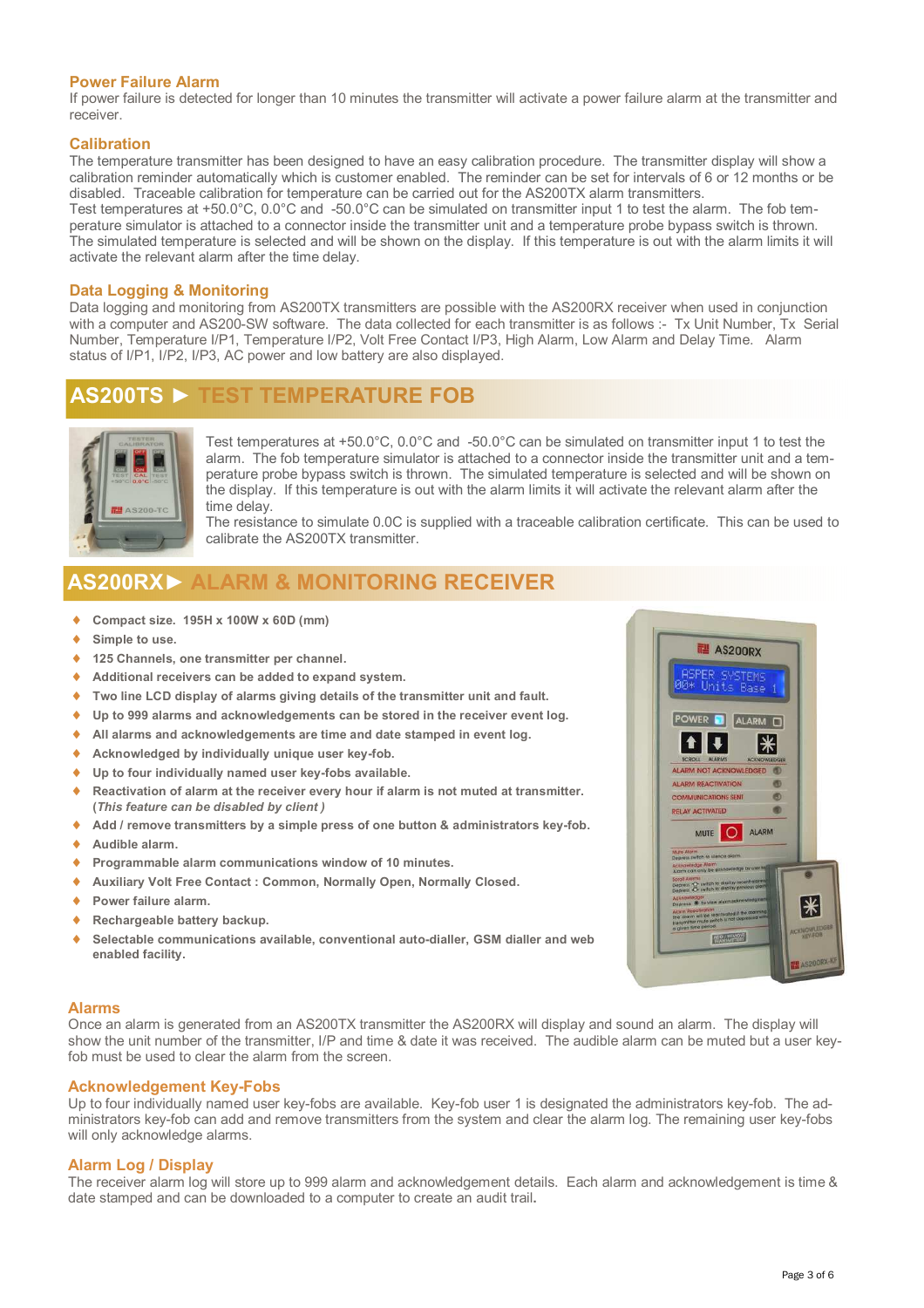### Power Failure Alarm

If power failure is detected for longer than 10 minutes the transmitter will activate a power failure alarm at the transmitter and receiver.

### Calibration

The temperature transmitter has been designed to have an easy calibration procedure. The transmitter display will show a calibration reminder automatically which is customer enabled. The reminder can be set for intervals of 6 or 12 months or be disabled. Traceable calibration for temperature can be carried out for the AS200TX alarm transmitters.
Test temperatures at +50.0°C, 0.0°C and -50.0°C can be simulated on transmitter input 1 to test the alarm. The fob temperature simulator is attached to a connector inside the transmitter unit and a temperature probe bypass switch is thrown. The simulated temperature is selected and will be shown on the display. If this temperature is out with the alarm limits it will activate the relevant alarm after the time delay.

### Data Logging & Monitoring

Data logging and monitoring from AS200TX transmitters are possible with the AS200RX receiver when used in conjunction with a computer and AS200-SW software. The data collected for each transmitter is as follows :- Tx Unit Number, Tx Serial Number, Temperature I/P1, Temperature I/P2, Volt Free Contact I/P3, High Alarm, Low Alarm and Delay Time. Alarm status of I/P1, I/P2, I/P3, AC power and low battery are also displayed.

## AS200TS ► TEST TEMPERATURE FOB

Test temperatures at +50.0°C, 0.0°C and -50.0°C can be simulated on transmitter input 1 to test the alarm. The fob temperature simulator is attached to a connector inside the transmitter unit and a temperature probe bypass switch is thrown. The simulated temperature is selected and will be shown on the display. If this temperature is out with the alarm limits it will activate the relevant alarm after the time delay.
The resistance to simulate 0.0C is supplied with a traceable calibration certificate. This can be used to calibrate the AS200TX transmitter.

## AS200RX► ALARM & MONITORING RECEIVER

- **Compact size. 195H x 100W x 60D (mm)**
- **Simple to use.**
- **125 Channels, one transmitter per channel.**
- **Additional receivers can be added to expand system.**
- **Two line LCD display of alarms giving details of the transmitter unit and fault.**
- **Up to 999 alarms and acknowledgements can be stored in the receiver event log.**
- **All alarms and acknowledgements are time and date stamped in event log.**
- **Acknowledged by individually unique user key-fob.**
- **Up to four individually named user key-fobs available.**
- **Reactivation of alarm at the receiver every hour if alarm is not muted at transmitter. (*This feature can be disabled by client*)**
- **Add / remove transmitters by a simple press of one button & administrators key-fob.**
- **Audible alarm.**
- **Programmable alarm communications window of 10 minutes.**
- **Auxiliary Volt Free Contact : Common, Normally Open, Normally Closed.**
- **Power failure alarm.**
- **Rechargeable battery backup.**
- **Selectable communications available, conventional auto-dialler, GSM dialler and web enabled facility.**

### Alarms

Once an alarm is generated from an AS200TX transmitter the AS200RX will display and sound an alarm. The display will show the unit number of the transmitter, I/P and time & date it was received. The audible alarm can be muted but a user key-fob must be used to clear the alarm from the screen.

### Acknowledgement Key-Fobs

Up to four individually named user key-fobs are available. Key-fob user 1 is designated the administrators key-fob. The administrators key-fob can add and remove transmitters from the system and clear the alarm log. The remaining user key-fobs will only acknowledge alarms.

### Alarm Log / Display

The receiver alarm log will store up to 999 alarm and acknowledgement details. Each alarm and acknowledgement is time & date stamped and can be downloaded to a computer to create an audit trail.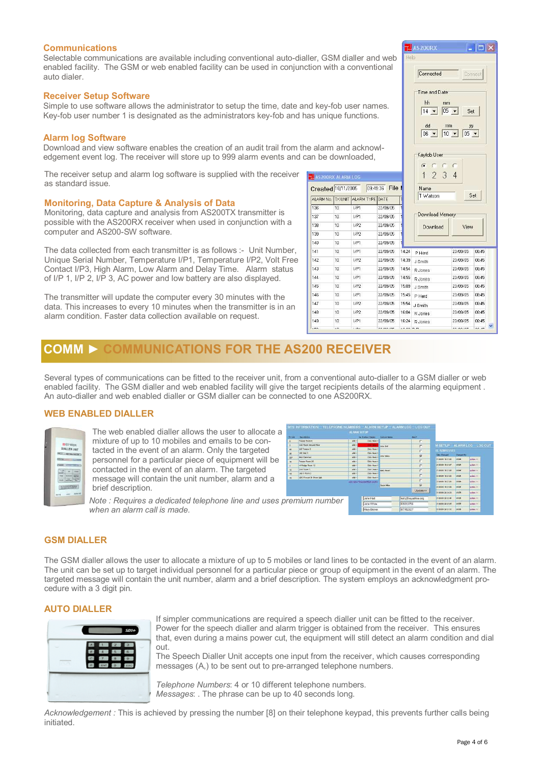## Communications

Selectable communications are available including conventional auto-dialler, GSM dialler and web enabled facility. The GSM or web enabled facility can be used in conjunction with a conventional auto dialer.

## Receiver Setup Software

Simple to use software allows the administrator to setup the time, date and key-fob user names. Key-fob user number 1 is designated as the administrators key-fob and has unique functions.

## Alarm log Software

Download and view software enables the creation of an audit trail from the alarm and acknowledgement event log. The receiver will store up to 999 alarm events and can be downloaded,

The receiver setup and alarm log software is supplied with the receiver as standard issue.

## Monitoring, Data Capture & Analysis of Data

Monitoring, data capture and analysis from AS200TX transmitter is possible with the AS200RX receiver when used in conjunction with a computer and AS200-SW software.

The data collected from each transmitter is as follows :- Unit Number, Unique Serial Number, Temperature I/P1, Temperature I/P2, Volt Free Contact I/P3, High Alarm, Low Alarm and Delay Time. Alarm status of I/P 1, I/P 2, I/P 3, AC power and low battery are also displayed.

The transmitter will update the computer every 30 minutes with the data. This increases to every 10 minutes when the transmitter is in an alarm condition. Faster data collection available on request.

# COMM ► COMMUNICATIONS FOR THE AS200 RECEIVER

Several types of communications can be fitted to the receiver unit, from a conventional auto-dialler to a GSM dialler or web enabled facility. The GSM dialler and web enabled facility will give the target recipients details of the alarming equipment . An auto-dialler and web enabled dialler or GSM dialler can be connected to one AS200RX.

## WEB ENABLED DIALLER

The web enabled dialler allows the user to allocate a mixture of up to 10 mobiles and emails to be contacted in the event of an alarm. Only the targeted personnel for a particular piece of equipment will be contacted in the event of an alarm. The targeted message will contain the unit number, alarm and a brief description.

*Note : Requires a dedicated telephone line and uses premium number when an alarm call is made.*

## GSM DIALLER

The GSM dialler allows the user to allocate a mixture of up to 5 mobiles or land lines to be contacted in the event of an alarm. The unit can be set up to target individual personnel for a particular piece or group of equipment in the event of an alarm. The targeted message will contain the unit number, alarm and a brief description. The system employs an acknowledgment procedure with a 3 digit pin.

## AUTO DIALLER

If simpler communications are required a speech dialler unit can be fitted to the receiver. Power for the speech dialler and alarm trigger is obtained from the receiver. This ensures that, even during a mains power cut, the equipment will still detect an alarm condition and dial out.

The Speech Dialler Unit accepts one input from the receiver, which causes corresponding messages (A,) to be sent out to pre-arranged telephone numbers.

*Telephone Numbers*: 4 or 10 different telephone numbers.
*Messages*: . The phrase can be up to 40 seconds long.

*Acknowledgement :* This is achieved by pressing the number [8] on their telephone keypad, this prevents further calls being initiated.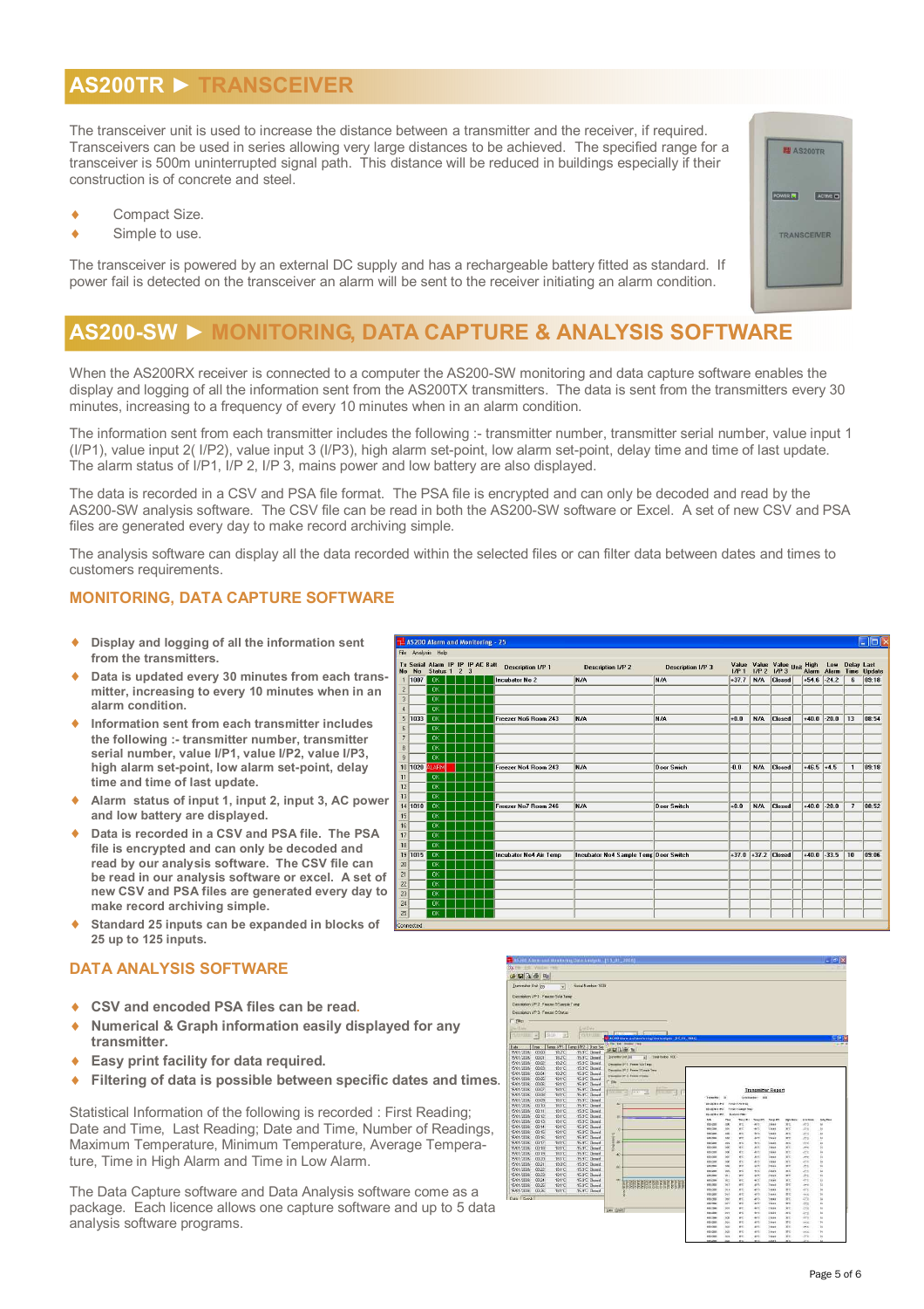## AS200TR ► TRANSCEIVER

The transceiver unit is used to increase the distance between a transmitter and the receiver, if required. Transceivers can be used in series allowing very large distances to be achieved. The specified range for a transceiver is 500m uninterrupted signal path. This distance will be reduced in buildings especially if their construction is of concrete and steel.

- Compact Size.
- Simple to use.

The transceiver is powered by an external DC supply and has a rechargeable battery fitted as standard. If power fail is detected on the transceiver an alarm will be sent to the receiver initiating an alarm condition.

## AS200-SW ► MONITORING, DATA CAPTURE & ANALYSIS SOFTWARE

When the AS200RX receiver is connected to a computer the AS200-SW monitoring and data capture software enables the display and logging of all the information sent from the AS200TX transmitters. The data is sent from the transmitters every 30 minutes, increasing to a frequency of every 10 minutes when in an alarm condition.

The information sent from each transmitter includes the following :- transmitter number, transmitter serial number, value input 1 (I/P1), value input 2( I/P2), value input 3 (I/P3), high alarm set-point, low alarm set-point, delay time and time of last update. The alarm status of I/P1, I/P 2, I/P 3, mains power and low battery are also displayed.

The data is recorded in a CSV and PSA file format. The PSA file is encrypted and can only be decoded and read by the AS200-SW analysis software. The CSV file can be read in both the AS200-SW software or Excel. A set of new CSV and PSA files are generated every day to make record archiving simple.

The analysis software can display all the data recorded within the selected files or can filter data between dates and times to customers requirements.

### MONITORING, DATA CAPTURE SOFTWARE

- **Display and logging of all the information sent from the transmitters.**
- **Data is updated every 30 minutes from each transmitter, increasing to every 10 minutes when in an alarm condition.**
- **Information sent from each transmitter includes the following :- transmitter number, transmitter serial number, value I/P1, value I/P2, value I/P3, high alarm set-point, low alarm set-point, delay time and time of last update.**
- **Alarm status of input 1, input 2, input 3, AC power and low battery are displayed.**
- **Data is recorded in a CSV and PSA file. The PSA file is encrypted and can only be decoded and read by our analysis software. The CSV file can be read in our analysis software or excel. A set of new CSV and PSA files are generated every day to make record archiving simple.**
- **Standard 25 inputs can be expanded in blocks of 25 up to 125 inputs.**

### DATA ANALYSIS SOFTWARE

- **CSV and encoded PSA files can be read.**
- **Numerical & Graph information easily displayed for any transmitter.**
- **Easy print facility for data required.**
- **Filtering of data is possible between specific dates and times.**

Statistical Information of the following is recorded : First Reading; Date and Time, Last Reading; Date and Time, Number of Readings, Maximum Temperature, Minimum Temperature, Average Temperature, Time in High Alarm and Time in Low Alarm.

The Data Capture software and Data Analysis software come as a package. Each licence allows one capture software and up to 5 data analysis software programs.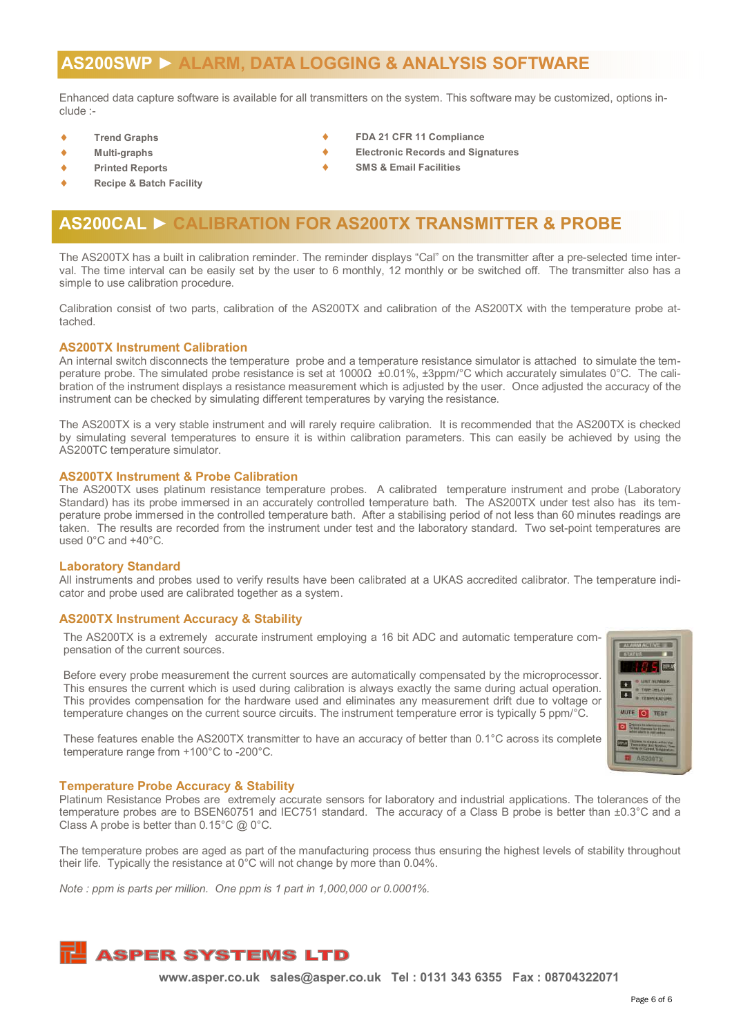## AS200SWP ► ALARM, DATA LOGGING & ANALYSIS SOFTWARE

Enhanced data capture software is available for all transmitters on the system. This software may be customized, options include :-

- **Trend Graphs**
- **Multi-graphs**
- **Printed Reports**
- **Recipe & Batch Facility**
- **FDA 21 CFR 11 Compliance**
- **Electronic Records and Signatures**
- **SMS & Email Facilities**

## AS200CAL ► CALIBRATION FOR AS200TX TRANSMITTER & PROBE

The AS200TX has a built in calibration reminder. The reminder displays "Cal" on the transmitter after a pre-selected time interval. The time interval can be easily set by the user to 6 monthly, 12 monthly or be switched off. The transmitter also has a simple to use calibration procedure.

Calibration consist of two parts, calibration of the AS200TX and calibration of the AS200TX with the temperature probe attached.

### AS200TX Instrument Calibration

An internal switch disconnects the temperature probe and a temperature resistance simulator is attached to simulate the temperature probe. The simulated probe resistance is set at 1000Ω ±0.01%, ±3ppm/°C which accurately simulates 0°C. The calibration of the instrument displays a resistance measurement which is adjusted by the user. Once adjusted the accuracy of the instrument can be checked by simulating different temperatures by varying the resistance.

The AS200TX is a very stable instrument and will rarely require calibration. It is recommended that the AS200TX is checked by simulating several temperatures to ensure it is within calibration parameters. This can easily be achieved by using the AS200TC temperature simulator.

### AS200TX Instrument & Probe Calibration

The AS200TX uses platinum resistance temperature probes. A calibrated temperature instrument and probe (Laboratory Standard) has its probe immersed in an accurately controlled temperature bath. The AS200TX under test also has its temperature probe immersed in the controlled temperature bath. After a stabilising period of not less than 60 minutes readings are taken. The results are recorded from the instrument under test and the laboratory standard. Two set-point temperatures are used 0°C and +40°C.

### Laboratory Standard

All instruments and probes used to verify results have been calibrated at a UKAS accredited calibrator. The temperature indicator and probe used are calibrated together as a system.

### AS200TX Instrument Accuracy & Stability

The AS200TX is a extremely accurate instrument employing a 16 bit ADC and automatic temperature compensation of the current sources.

Before every probe measurement the current sources are automatically compensated by the microprocessor. This ensures the current which is used during calibration is always exactly the same during actual operation. This provides compensation for the hardware used and eliminates any measurement drift due to voltage or temperature changes on the current source circuits. The instrument temperature error is typically 5 ppm/°C.

These features enable the AS200TX transmitter to have an accuracy of better than 0.1°C across its complete temperature range from +100°C to -200°C.

### Temperature Probe Accuracy & Stability

Platinum Resistance Probes are extremely accurate sensors for laboratory and industrial applications. The tolerances of the temperature probes are to BSEN60751 and IEC751 standard. The accuracy of a Class B probe is better than ±0.3°C and a Class A probe is better than 0.15°C @ 0°C.

The temperature probes are aged as part of the manufacturing process thus ensuring the highest levels of stability throughout their life. Typically the resistance at 0°C will not change by more than 0.04%.

*Note : ppm is parts per million. One ppm is 1 part in 1,000,000 or 0.0001%.*

**ASPER SYSTEMS LTD**

**www.asper.co.uk sales@asper.co.uk Tel : 0131 343 6355 Fax : 08704322071**